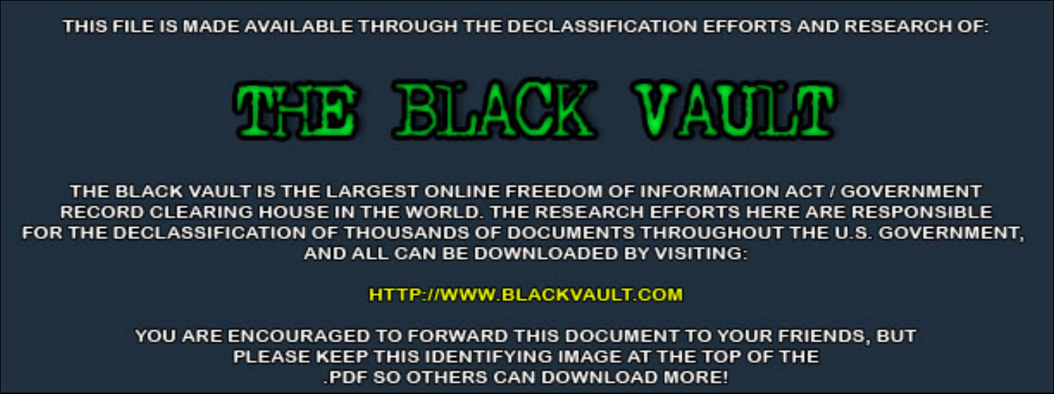THIS FILE IS MADE AVAILABLE THROUGH THE DECLASSIFICATION EFFORTS AND RESEARCH OF:

# THE BLACK VAULT

THE BLACK VAULT IS THE LARGEST ONLINE FREEDOM OF INFORMATION ACT / GOVERNMENT RECORD CLEARING HOUSE IN THE WORLD. THE RESEARCH EFFORTS HERE ARE RESPONSIBLE FOR THE DECLASSIFICATION OF THOUSANDS OF DOCUMENTS THROUGHOUT THE U.S. GOVERNMENT, AND ALL CAN BE DOWNLOADED BY VISITING:

HTTP://WWW.BLACKVAULT.COM

YOU ARE ENCOURAGED TO FORWARD THIS DOCUMENT TO YOUR FRIENDS, BUT PLEASE KEEP THIS IDENTIFYING IMAGE AT THE TOP OF THE .PDF SO OTHERS CAN DOWNLOAD MORE!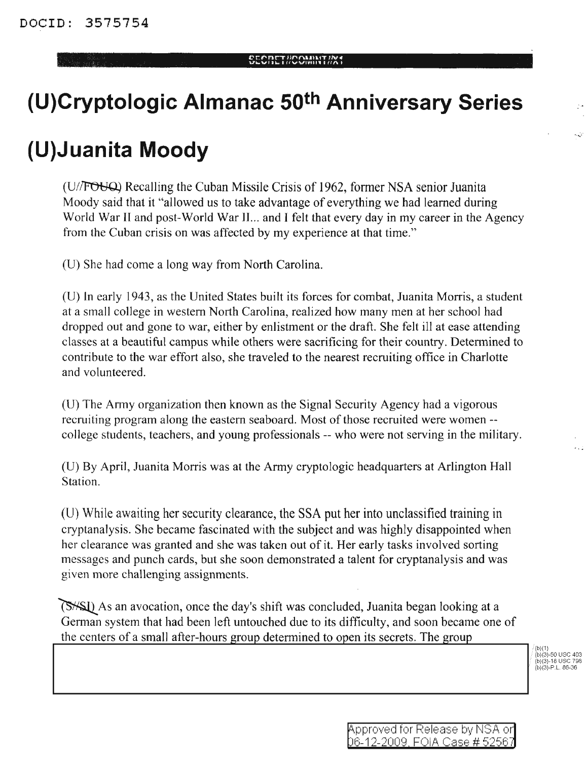DOCID: 3575754

SECRET//COMINT//X1

# (U)Cryptologic Almanac 50th Anniversary Series

# (U)Juanita Moody

(U//FOUO) Recalling the Cuban Missile Crisis of 1962, former NSA senior Juanita Moody said that it "allowed us to take advantage of everything we had learned during World War II and post-World War II... and I felt that every day in my career in the Agency from the Cuban crisis on was affected by my experience at that time."

(U) She had come a long way from North Carolina.

(U) In early 1943, as the United States built its forces for combat, Juanita Morris, a student at a small college in western North Carolina, realized how many men at her school had dropped out and gone to war, either by enlistment or the draft. She felt ill at ease attending classes at a beautiful campus while others were sacrificing for their country. Determined to contribute to the war effort also, she traveled to the nearest recruiting office in Charlotte and volunteered.

(U) The Army organization then known as the Signal Security Agency had a vigorous recruiting program along the eastern seaboard. Most of those recruited were women -- college students, teachers, and young professionals -- who were not serving in the military.

(U) By April, Juanita Morris was at the Army cryptologic headquarters at Arlington Hall Station.

(U) While awaiting her security clearance, the SSA put her into unclassified training in cryptanalysis. She became fascinated with the subject and was highly disappointed when her clearance was granted and she was taken out of it. Her early tasks involved sorting messages and punch cards, but she soon demonstrated a talent for cryptanalysis and was given more challenging assignments.

(S//SI) As an avocation, once the day's shift was concluded, Juanita began looking at a German system that had been left untouched due to its difficulty, and soon became one of the centers of a small after-hours group determined to open its secrets. The group

(b)(1)
(b)(3)-50 USC 403
(b)(3)-18 USC 798
(b)(3)-P.L. 86-36

Approved for Release by NSA on 06-12-2009, FOIA Case # 52567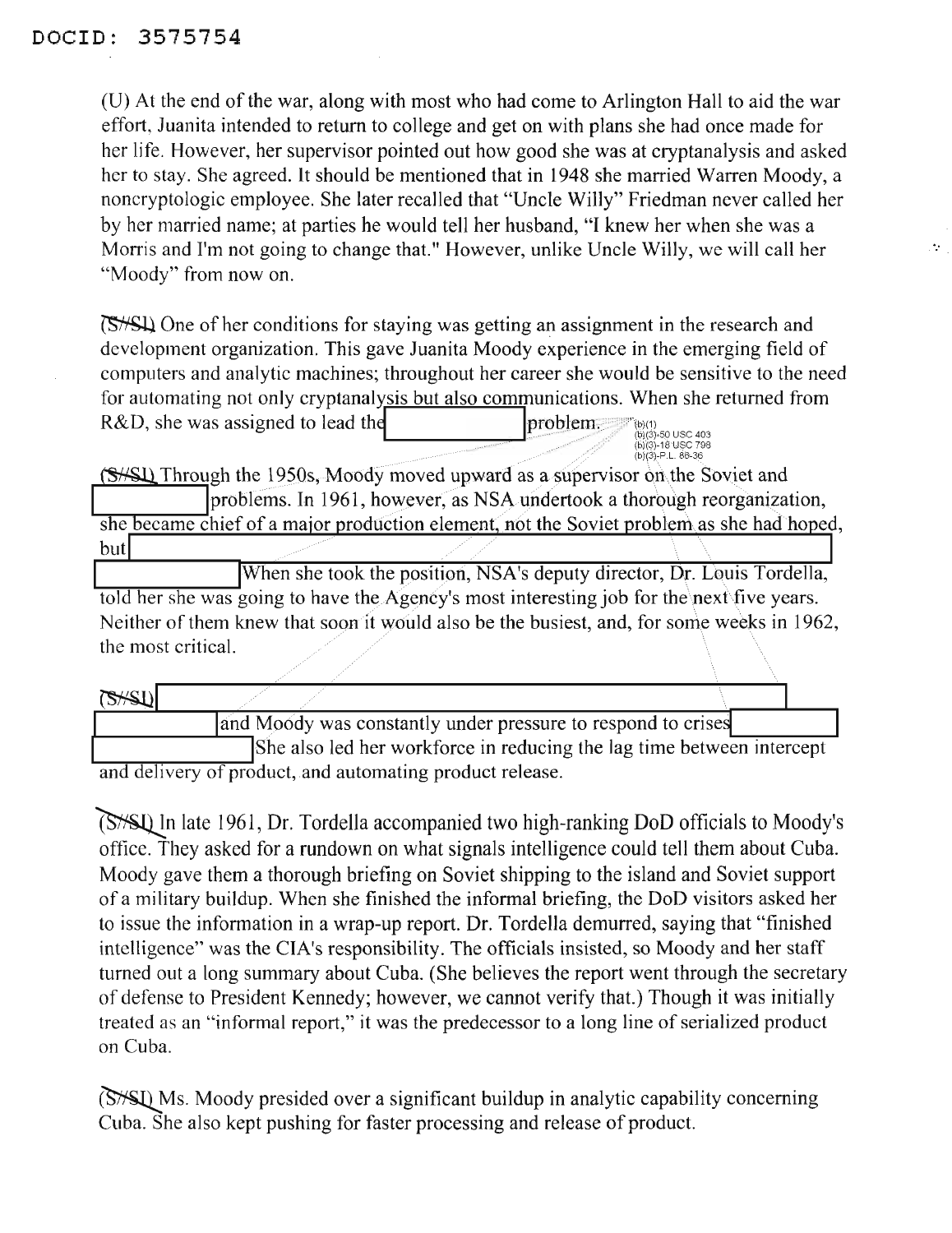(U) At the end of the war, along with most who had come to Arlington Hall to aid the war effort, Juanita intended to return to college and get on with plans she had once made for her life. However, her supervisor pointed out how good she was at cryptanalysis and asked her to stay. She agreed. It should be mentioned that in 1948 she married Warren Moody, a noncryptologic employee. She later recalled that "Uncle Willy" Friedman never called her by her married name; at parties he would tell her husband, "I knew her when she was a Morris and I'm not going to change that." However, unlike Uncle Willy, we will call her "Moody" from now on.

(S//SI) One of her conditions for staying was getting an assignment in the research and development organization. This gave Juanita Moody experience in the emerging field of computers and analytic machines; throughout her career she would be sensitive to the need for automating not only cryptanalysis but also communications. When she returned from R&D, she was assigned to lead the [REDACTED] problem.

(b)(1)
(b)(3)-50 USC 403
(b)(3)-18 USC 798
(b)(3)-P.L. 86-36

(S//SI) Through the 1950s, Moody moved upward as a supervisor on the Soviet and [REDACTED] problems. In 1961, however, as NSA undertook a thorough reorganization, she became chief of a major production element, not the Soviet problem as she had hoped, but [REDACTED] When she took the position, NSA's deputy director, Dr. Louis Tordella, told her she was going to have the Agency's most interesting job for the next five years. Neither of them knew that soon it would also be the busiest, and, for some weeks in 1962, the most critical.

(S//SI) [REDACTED] and Moody was constantly under pressure to respond to crises [REDACTED] She also led her workforce in reducing the lag time between intercept and delivery of product, and automating product release.

(S//SI) In late 1961, Dr. Tordella accompanied two high-ranking DoD officials to Moody's office. They asked for a rundown on what signals intelligence could tell them about Cuba. Moody gave them a thorough briefing on Soviet shipping to the island and Soviet support of a military buildup. When she finished the informal briefing, the DoD visitors asked her to issue the information in a wrap-up report. Dr. Tordella demurred, saying that "finished intelligence" was the CIA's responsibility. The officials insisted, so Moody and her staff turned out a long summary about Cuba. (She believes the report went through the secretary of defense to President Kennedy; however, we cannot verify that.) Though it was initially treated as an "informal report," it was the predecessor to a long line of serialized product on Cuba.

(S//SI) Ms. Moody presided over a significant buildup in analytic capability concerning Cuba. She also kept pushing for faster processing and release of product.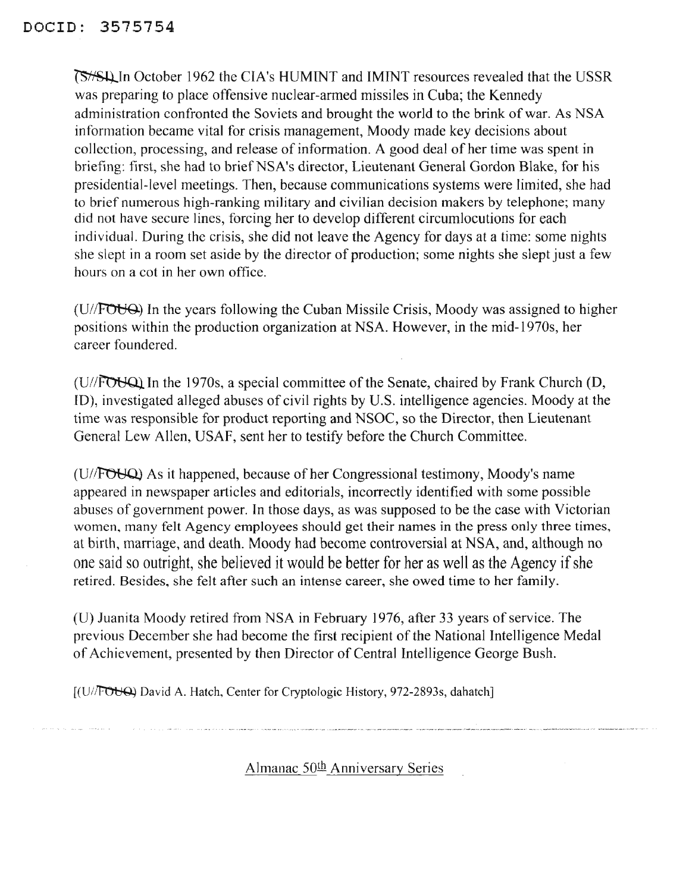(S//SI) In October 1962 the CIA's HUMINT and IMINT resources revealed that the USSR was preparing to place offensive nuclear-armed missiles in Cuba; the Kennedy administration confronted the Soviets and brought the world to the brink of war. As NSA information became vital for crisis management, Moody made key decisions about collection, processing, and release of information. A good deal of her time was spent in briefing: first, she had to brief NSA's director, Lieutenant General Gordon Blake, for his presidential-level meetings. Then, because communications systems were limited, she had to brief numerous high-ranking military and civilian decision makers by telephone; many did not have secure lines, forcing her to develop different circumlocutions for each individual. During the crisis, she did not leave the Agency for days at a time: some nights she slept in a room set aside by the director of production; some nights she slept just a few hours on a cot in her own office.

(U//FOUO) In the years following the Cuban Missile Crisis, Moody was assigned to higher positions within the production organization at NSA. However, in the mid-1970s, her career foundered.

(U//FOUO) In the 1970s, a special committee of the Senate, chaired by Frank Church (D, ID), investigated alleged abuses of civil rights by U.S. intelligence agencies. Moody at the time was responsible for product reporting and NSOC, so the Director, then Lieutenant General Lew Allen, USAF, sent her to testify before the Church Committee.

(U//FOUO) As it happened, because of her Congressional testimony, Moody's name appeared in newspaper articles and editorials, incorrectly identified with some possible abuses of government power. In those days, as was supposed to be the case with Victorian women, many felt Agency employees should get their names in the press only three times, at birth, marriage, and death. Moody had become controversial at NSA, and, although no one said so outright, she believed it would be better for her as well as the Agency if she retired. Besides, she felt after such an intense career, she owed time to her family.

(U) Juanita Moody retired from NSA in February 1976, after 33 years of service. The previous December she had become the first recipient of the National Intelligence Medal of Achievement, presented by then Director of Central Intelligence George Bush.

[(U//FOUO) David A. Hatch, Center for Cryptologic History, 972-2893s, dahatch]

Almanac 50th Anniversary Series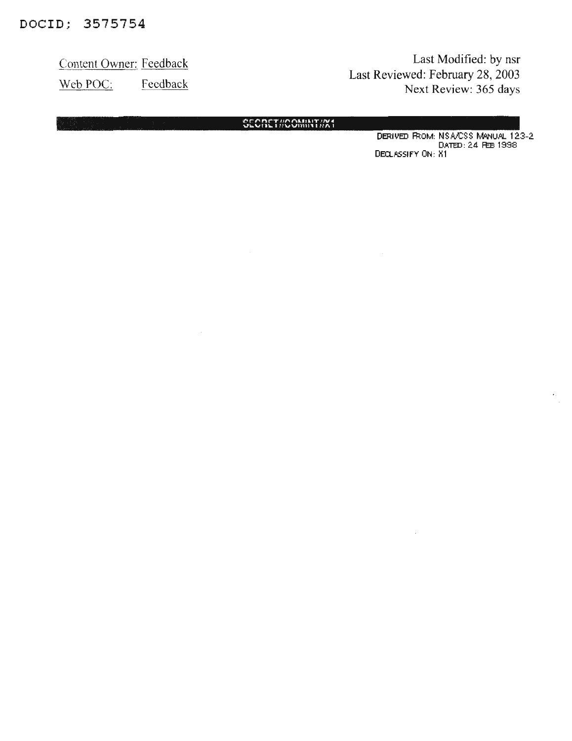DOCID: 3575754

Content Owner: Feedback
Web POC: Feedback

Last Modified: by nsr
Last Reviewed: February 28, 2003
Next Review: 365 days

SECRET//COMINT//X1

DERIVED FROM: NSA/CSS MANUAL 123-2
DATED: 24 FEB 1998
DECLASSIFY ON: X1